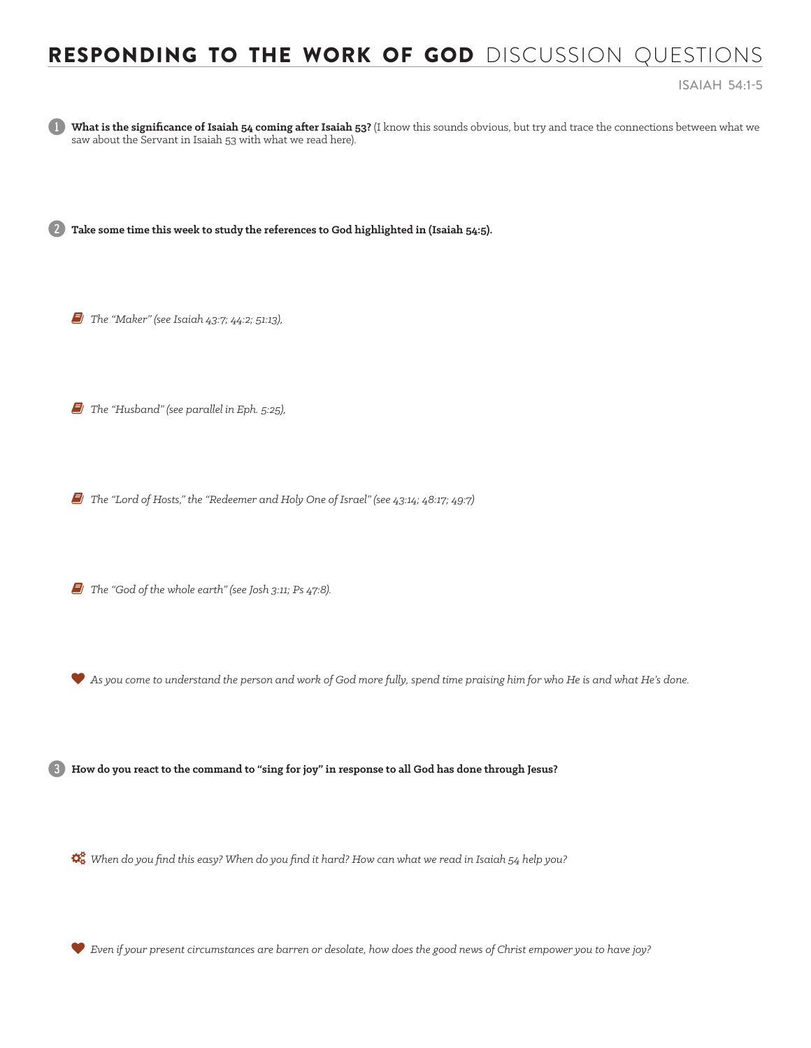# RESPONDING TO THE WORK OF GOD DISCUSSION QUESTIONS

ISAIAH 54:1-5

1. **What is the significance of Isaiah 54 coming after Isaiah 53?** (I know this sounds obvious, but try and trace the connections between what we saw about the Servant in Isaiah 53 with what we read here).

2. **Take some time this week to study the references to God highlighted in (Isaiah 54:5).**

   - *The "Maker" (see Isaiah 43:7; 44:2; 51:13),*

   - *The "Husband" (see parallel in Eph. 5:25),*

   - *The "Lord of Hosts," the "Redeemer and Holy One of Israel" (see 43:14; 48:17; 49:7)*

   - *The "God of the whole earth" (see Josh 3:11; Ps 47:8).*

   - *As you come to understand the person and work of God more fully, spend time praising him for who He is and what He's done.*

3. **How do you react to the command to "sing for joy" in response to all God has done through Jesus?**

   - *When do you find this easy? When do you find it hard? How can what we read in Isaiah 54 help you?*

   - *Even if your present circumstances are barren or desolate, how does the good news of Christ empower you to have joy?*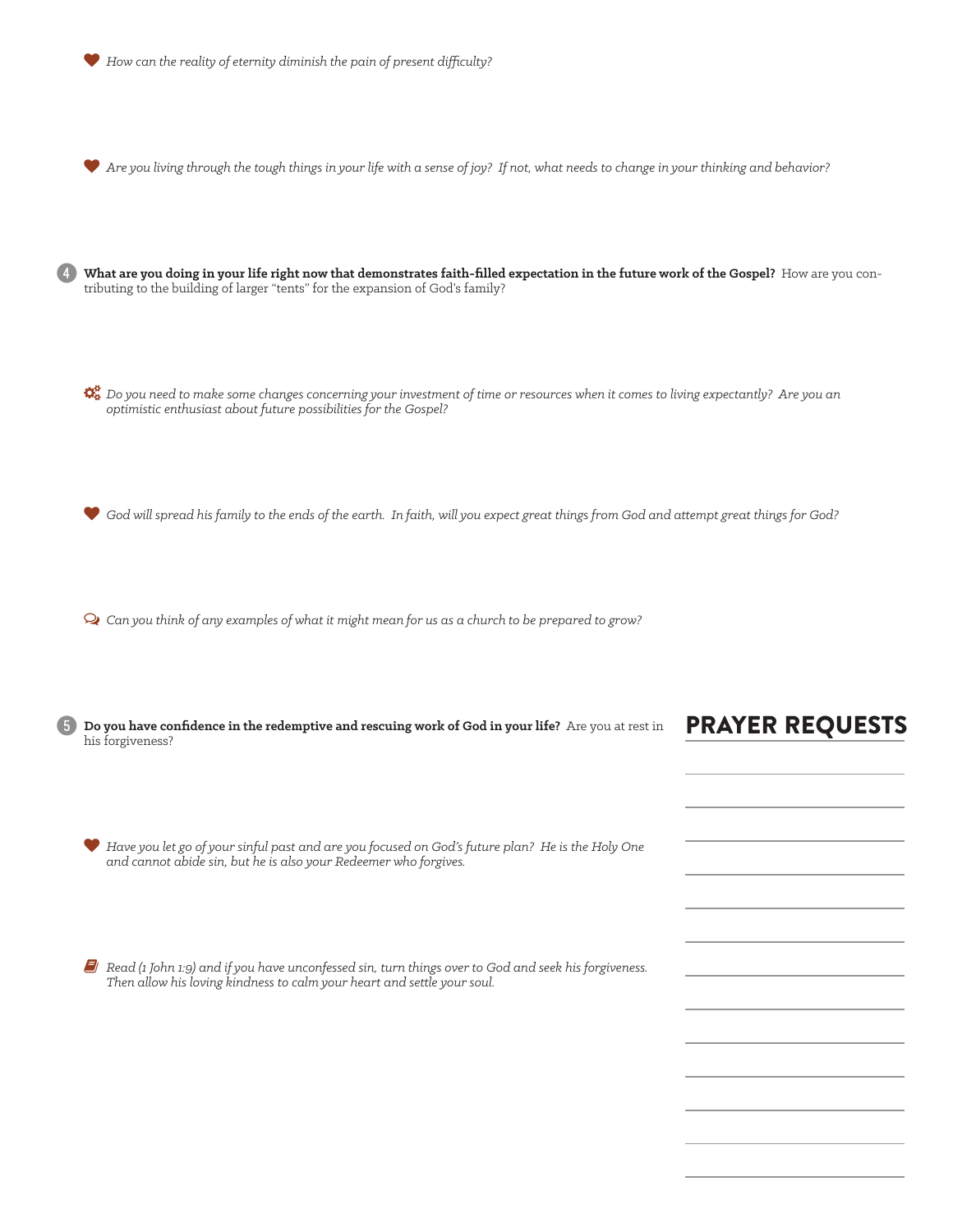*How can the reality of eternity diminish the pain of present difficulty?*

*Are you living through the tough things in your life with a sense of joy? If not, what needs to change in your thinking and behavior?*

4. **What are you doing in your life right now that demonstrates faith-filled expectation in the future work of the Gospel?** How are you contributing to the building of larger "tents" for the expansion of God's family?

*Do you need to make some changes concerning your investment of time or resources when it comes to living expectantly? Are you an optimistic enthusiast about future possibilities for the Gospel?*

*God will spread his family to the ends of the earth. In faith, will you expect great things from God and attempt great things for God?*

*Can you think of any examples of what it might mean for us as a church to be prepared to grow?*

5. **Do you have confidence in the redemptive and rescuing work of God in your life?** Are you at rest in his forgiveness?

*Have you let go of your sinful past and are you focused on God's future plan? He is the Holy One and cannot abide sin, but he is also your Redeemer who forgives.*

*Read (1 John 1:9) and if you have unconfessed sin, turn things over to God and seek his forgiveness. Then allow his loving kindness to calm your heart and settle your soul.*

## PRAYER REQUESTS